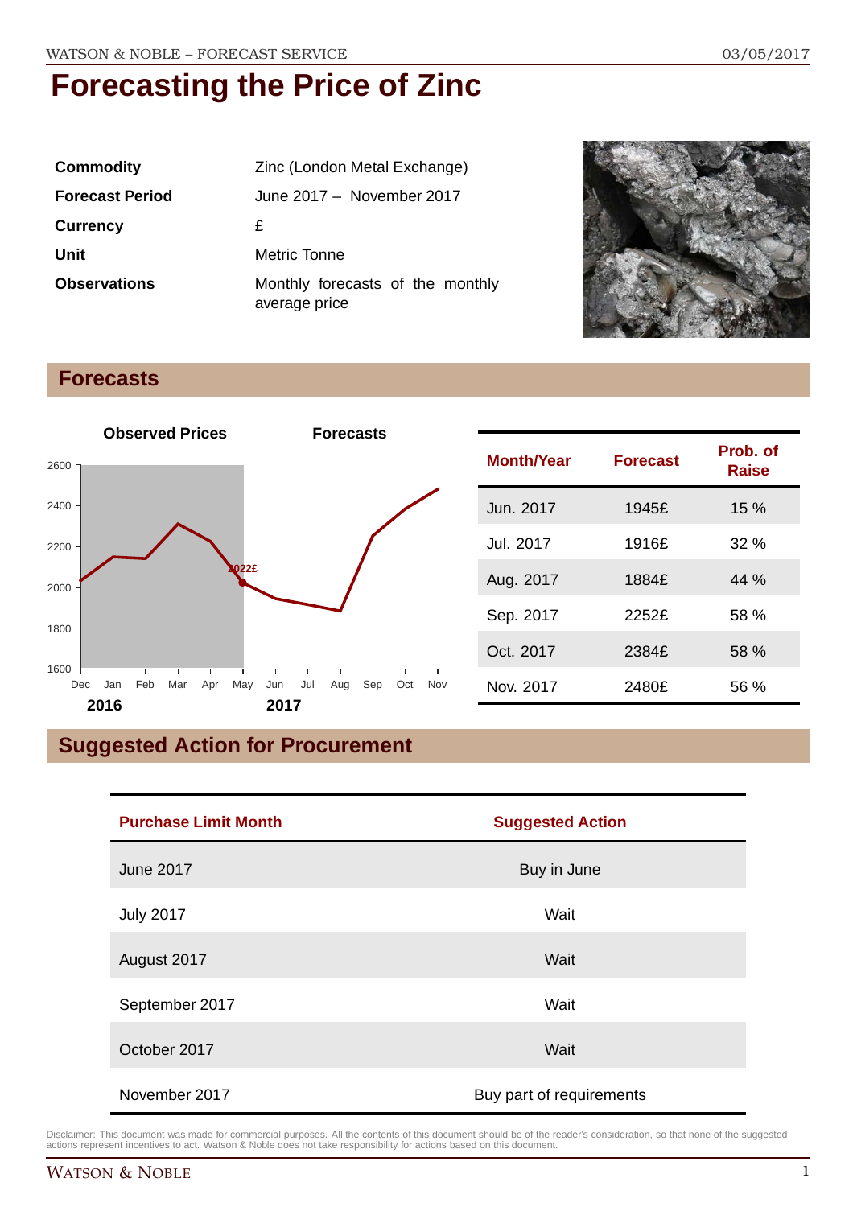# Forecasting the Price of Zinc

| | |
|---|---|
| **Commodity** | Zinc (London Metal Exchange) |
| **Forecast Period** | June 2017 – November 2017 |
| **Currency** | £ |
| **Unit** | Metric Tonne |
| **Observations** | Monthly forecasts of the monthly average price |

## Forecasts

| Month/Year | Forecast | Prob. of Raise |
|---|---|---|
| Jun. 2017 | 1945£ | 15 % |
| Jul. 2017 | 1916£ | 32 % |
| Aug. 2017 | 1884£ | 44 % |
| Sep. 2017 | 2252£ | 58 % |
| Oct. 2017 | 2384£ | 58 % |
| Nov. 2017 | 2480£ | 56 % |

## Suggested Action for Procurement

| Purchase Limit Month | Suggested Action |
|---|---|
| June 2017 | Buy in June |
| July 2017 | Wait |
| August 2017 | Wait |
| September 2017 | Wait |
| October 2017 | Wait |
| November 2017 | Buy part of requirements |

Disclaimer: This document was made for commercial purposes. All the contents of this document should be of the reader's consideration, so that none of the suggested actions represent incentives to act. Watson & Noble does not take responsibility for actions based on this document.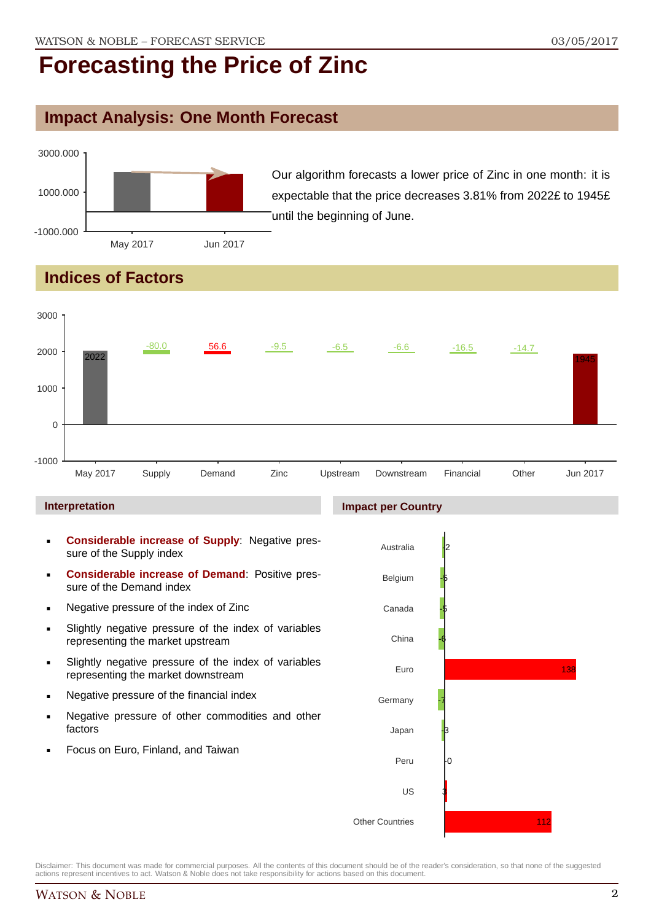# Forecasting the Price of Zinc

## Impact Analysis: One Month Forecast

Our algorithm forecasts a lower price of Zinc in one month: it is expectable that the price decreases 3.81% from 2022£ to 1945£ until the beginning of June.

## Indices of Factors

| May 2017 | Supply | Demand | Zinc | Upstream | Downstream | Financial | Other | Jun 2017 |
|---|---|---|---|---|---|---|---|---|
| 2022 | -80.0 | 56.6 | -9.5 | -6.5 | -6.6 | -16.5 | -14.7 | 1945 |

### Interpretation

- **Considerable increase of Supply**: Negative pressure of the Supply index
- **Considerable increase of Demand**: Positive pressure of the Demand index
- Negative pressure of the index of Zinc
- Slightly negative pressure of the index of variables representing the market upstream
- Slightly negative pressure of the index of variables representing the market downstream
- Negative pressure of the financial index
- Negative pressure of other commodities and other factors
- Focus on Euro, Finland, and Taiwan

### Impact per Country

| Country | Impact |
|---|---|
| Australia | -2 |
| Belgium | -5 |
| Canada | -5 |
| China | -6 |
| Euro | 138 |
| Germany | -7 |
| Japan | -3 |
| Peru | 0 |
| US | 3 |
| Other Countries | 112 |

Disclaimer: This document was made for commercial purposes. All the contents of this document should be of the reader's consideration, so that none of the suggested actions represent incentives to act. Watson & Noble does not take responsibility for actions based on this document.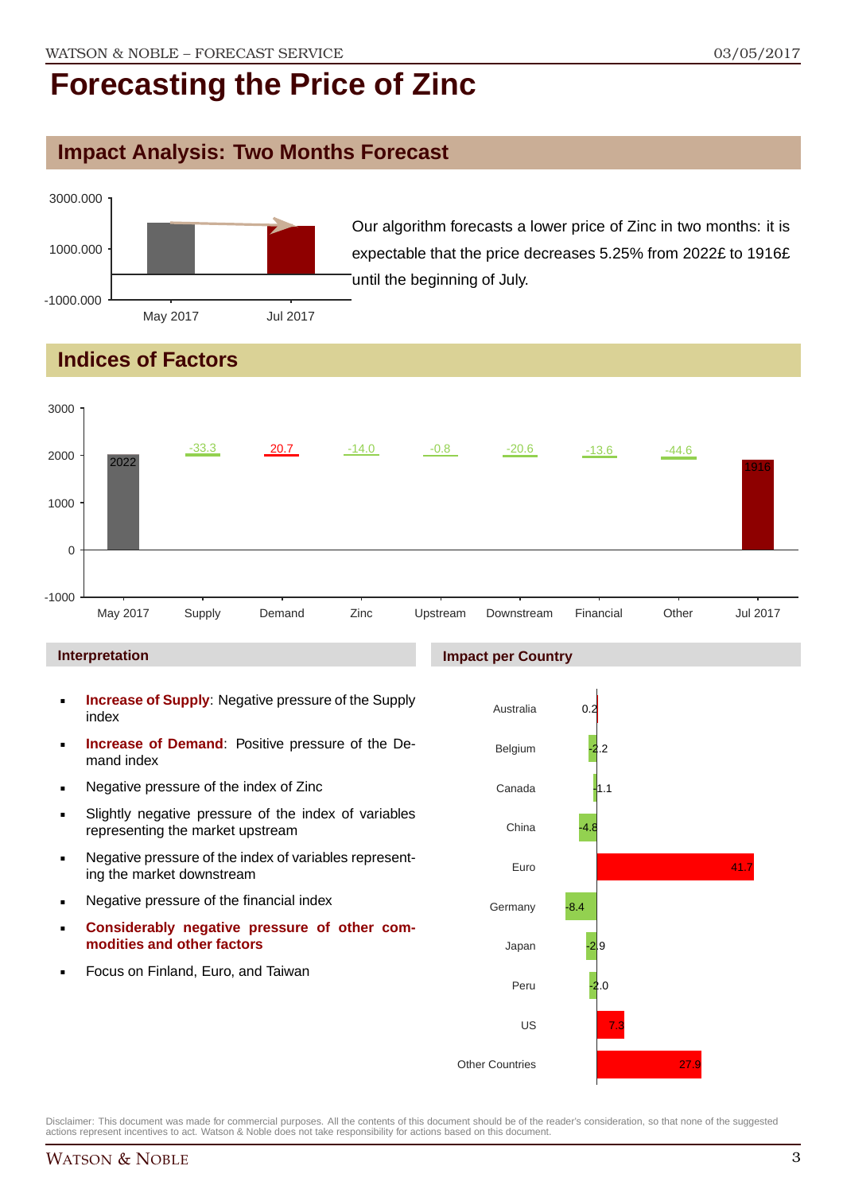# Forecasting the Price of Zinc

## Impact Analysis: Two Months Forecast

Our algorithm forecasts a lower price of Zinc in two months: it is expectable that the price decreases 5.25% from 2022£ to 1916£ until the beginning of July.

## Indices of Factors

| May 2017 | Supply | Demand | Zinc | Upstream | Downstream | Financial | Other | Jul 2017 |
|---|---|---|---|---|---|---|---|---|
| 2022 | -33.3 | 20.7 | -14.0 | -0.8 | -20.6 | -13.6 | -44.6 | 1916 |

### Interpretation

- **Increase of Supply**: Negative pressure of the Supply index
- **Increase of Demand**: Positive pressure of the Demand index
- Negative pressure of the index of Zinc
- Slightly negative pressure of the index of variables representing the market upstream
- Negative pressure of the index of variables representing the market downstream
- Negative pressure of the financial index
- **Considerably negative pressure of other commodities and other factors**
- Focus on Finland, Euro, and Taiwan

### Impact per Country

| Country | Impact |
|---|---|
| Australia | 0.2 |
| Belgium | -2.2 |
| Canada | -1.1 |
| China | -4.8 |
| Euro | 41.7 |
| Germany | -8.4 |
| Japan | -2.9 |
| Peru | -2.0 |
| US | 7.3 |
| Other Countries | 27.9 |

Disclaimer: This document was made for commercial purposes. All the contents of this document should be of the reader's consideration, so that none of the suggested actions represent incentives to act. Watson & Noble does not take responsibility for actions based on this document.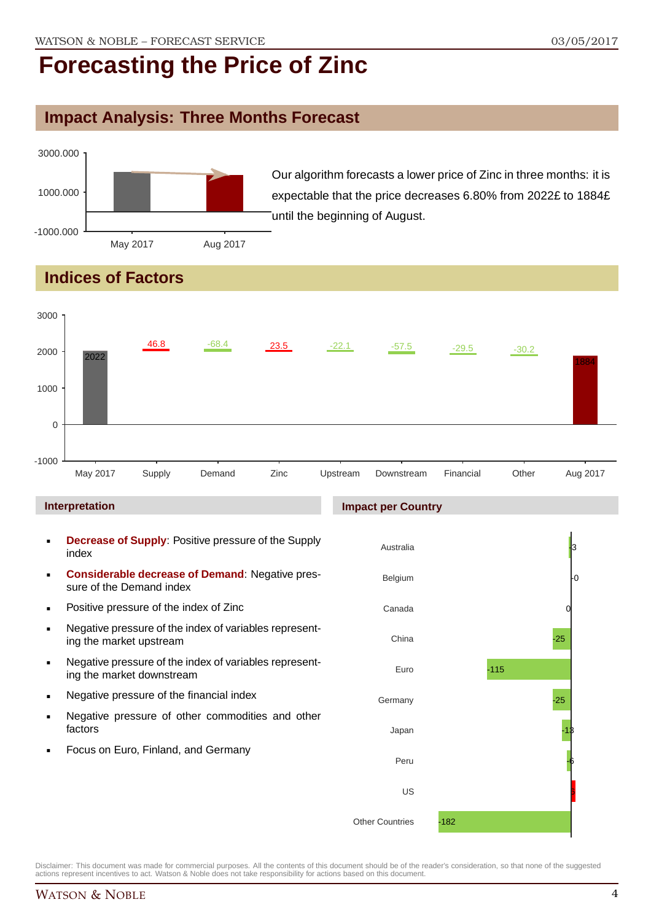# Forecasting the Price of Zinc

## Impact Analysis: Three Months Forecast

Our algorithm forecasts a lower price of Zinc in three months: it is expectable that the price decreases 6.80% from 2022£ to 1884£ until the beginning of August.

## Indices of Factors

| May 2017 | Supply | Demand | Zinc | Upstream | Downstream | Financial | Other | Aug 2017 |
|---|---|---|---|---|---|---|---|---|
| 2022 | 46.8 | -68.4 | 23.5 | -22.1 | -57.5 | -29.5 | -30.2 | 1884 |

### Interpretation

- **Decrease of Supply**: Positive pressure of the Supply index
- **Considerable decrease of Demand**: Negative pressure of the Demand index
- Positive pressure of the index of Zinc
- Negative pressure of the index of variables representing the market upstream
- Negative pressure of the index of variables representing the market downstream
- Negative pressure of the financial index
- Negative pressure of other commodities and other factors
- Focus on Euro, Finland, and Germany

### Impact per Country

| Country | Impact |
|---|---|
| Australia | -3 |
| Belgium | -0 |
| Canada | 0 |
| China | -25 |
| Euro | -115 |
| Germany | -25 |
| Japan | -13 |
| Peru | -6 |
| US | 5 |
| Other Countries | -182 |

Disclaimer: This document was made for commercial purposes. All the contents of this document should be of the reader's consideration, so that none of the suggested actions represent incentives to act. Watson & Noble does not take responsibility for actions based on this document.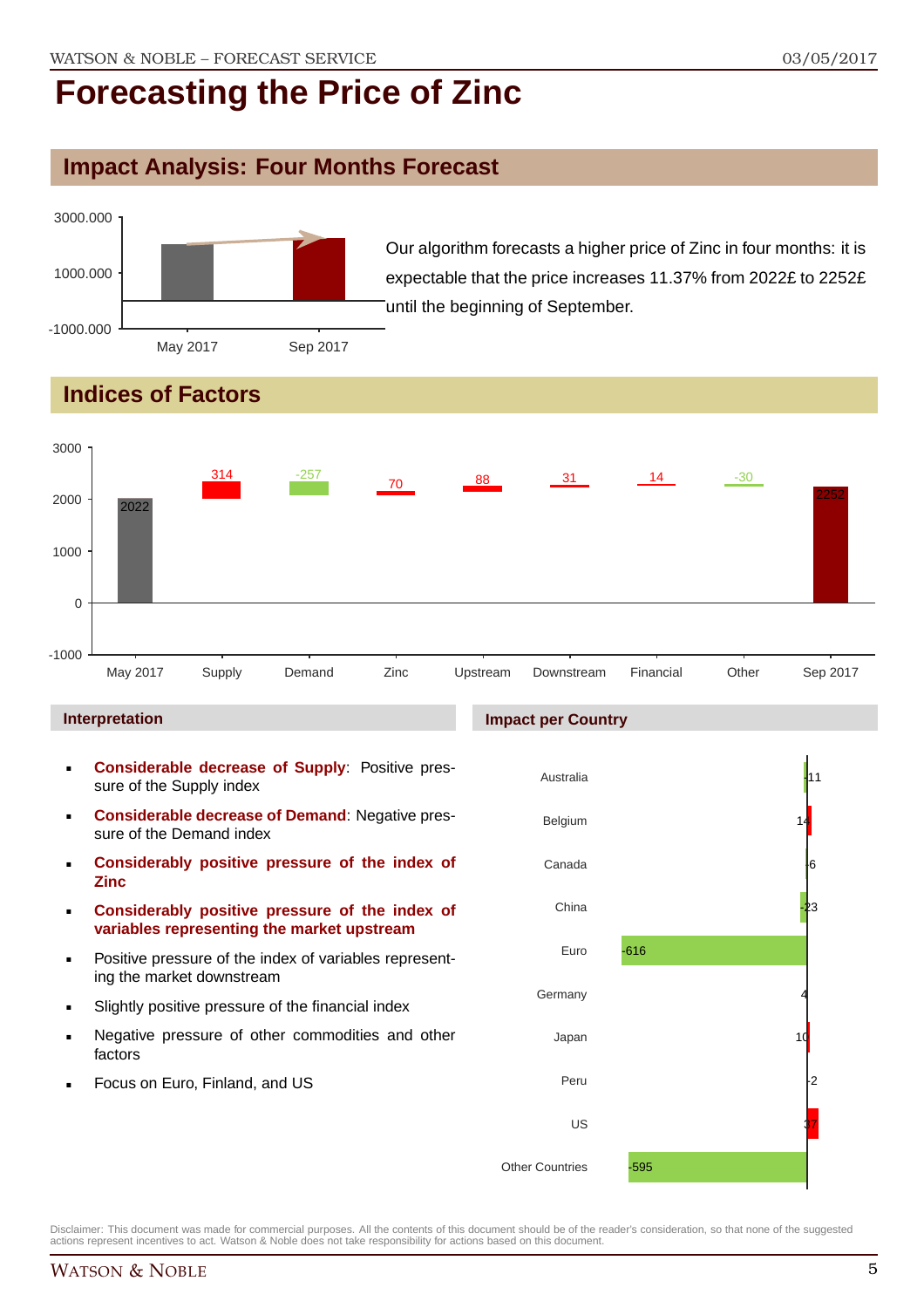# Forecasting the Price of Zinc

## Impact Analysis: Four Months Forecast

Our algorithm forecasts a higher price of Zinc in four months: it is expectable that the price increases 11.37% from 2022£ to 2252£ until the beginning of September.

## Indices of Factors

### Interpretation

- **Considerable decrease of Supply**: Positive pressure of the Supply index
- **Considerable decrease of Demand**: Negative pressure of the Demand index
- **Considerably positive pressure of the index of Zinc**
- **Considerably positive pressure of the index of variables representing the market upstream**
- Positive pressure of the index of variables representing the market downstream
- Slightly positive pressure of the financial index
- Negative pressure of other commodities and other factors
- Focus on Euro, Finland, and US

### Impact per Country

Disclaimer: This document was made for commercial purposes. All the contents of this document should be of the reader's consideration, so that none of the suggested actions represent incentives to act. Watson & Noble does not take responsibility for actions based on this document.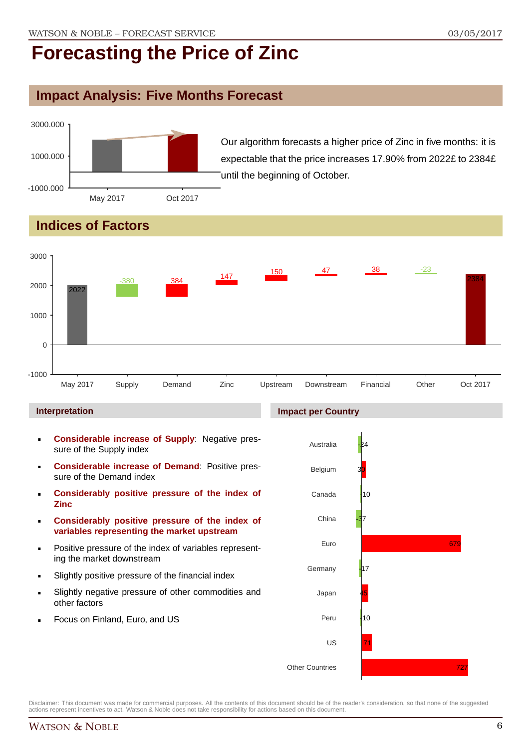# Forecasting the Price of Zinc

## Impact Analysis: Five Months Forecast

Our algorithm forecasts a higher price of Zinc in five months: it is expectable that the price increases 17.90% from 2022£ to 2384£ until the beginning of October.

## Indices of Factors

| | May 2017 | Supply | Demand | Zinc | Upstream | Downstream | Financial | Other | Oct 2017 |
|---|---|---|---|---|---|---|---|---|---|
| Value | 2022 | -380 | 384 | 147 | 150 | 47 | 38 | -23 | 2384 |

### Interpretation

- **Considerable increase of Supply**: Negative pressure of the Supply index
- **Considerable increase of Demand**: Positive pressure of the Demand index
- **Considerably positive pressure of the index of Zinc**
- **Considerably positive pressure of the index of variables representing the market upstream**
- Positive pressure of the index of variables representing the market downstream
- Slightly positive pressure of the financial index
- Slightly negative pressure of other commodities and other factors
- Focus on Finland, Euro, and US

### Impact per Country

| Country | Impact |
|---|---|
| Australia | -24 |
| Belgium | 30 |
| Canada | -10 |
| China | -37 |
| Euro | 679 |
| Germany | -17 |
| Japan | 45 |
| Peru | -10 |
| US | 71 |
| Other Countries | 727 |

Disclaimer: This document was made for commercial purposes. All the contents of this document should be of the reader's consideration, so that none of the suggested actions represent incentives to act. Watson & Noble does not take responsibility for actions based on this document.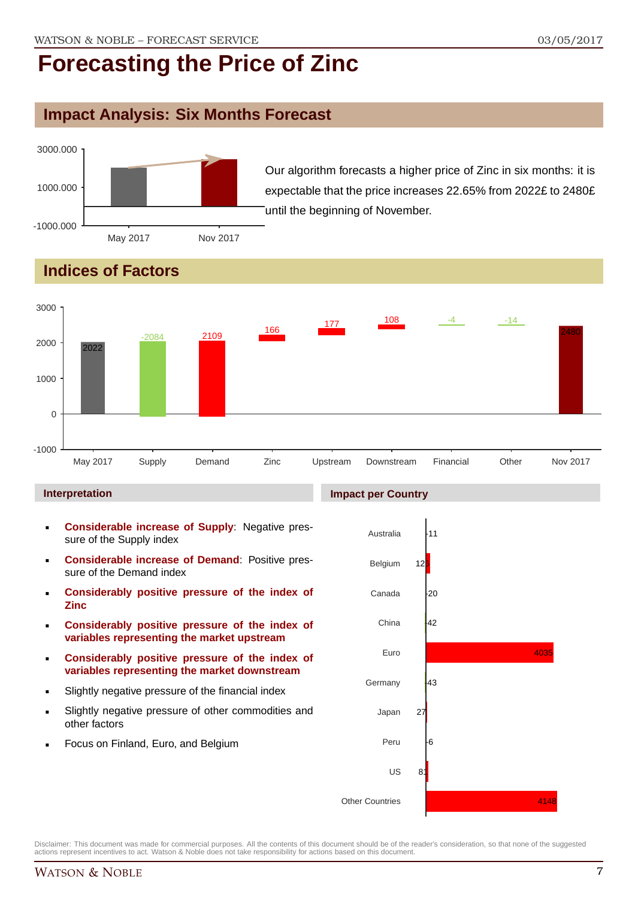# Forecasting the Price of Zinc

## Impact Analysis: Six Months Forecast

Our algorithm forecasts a higher price of Zinc in six months: it is expectable that the price increases 22.65% from 2022£ to 2480£ until the beginning of November.

## Indices of Factors

### Interpretation

- **Considerable increase of Supply**: Negative pressure of the Supply index
- **Considerable increase of Demand**: Positive pressure of the Demand index
- **Considerably positive pressure of the index of Zinc**
- **Considerably positive pressure of the index of variables representing the market upstream**
- **Considerably positive pressure of the index of variables representing the market downstream**
- Slightly negative pressure of the financial index
- Slightly negative pressure of other commodities and other factors
- Focus on Finland, Euro, and Belgium

### Impact per Country

Disclaimer: This document was made for commercial purposes. All the contents of this document should be of the reader's consideration, so that none of the suggested actions represent incentives to act. Watson & Noble does not take responsibility for actions based on this document.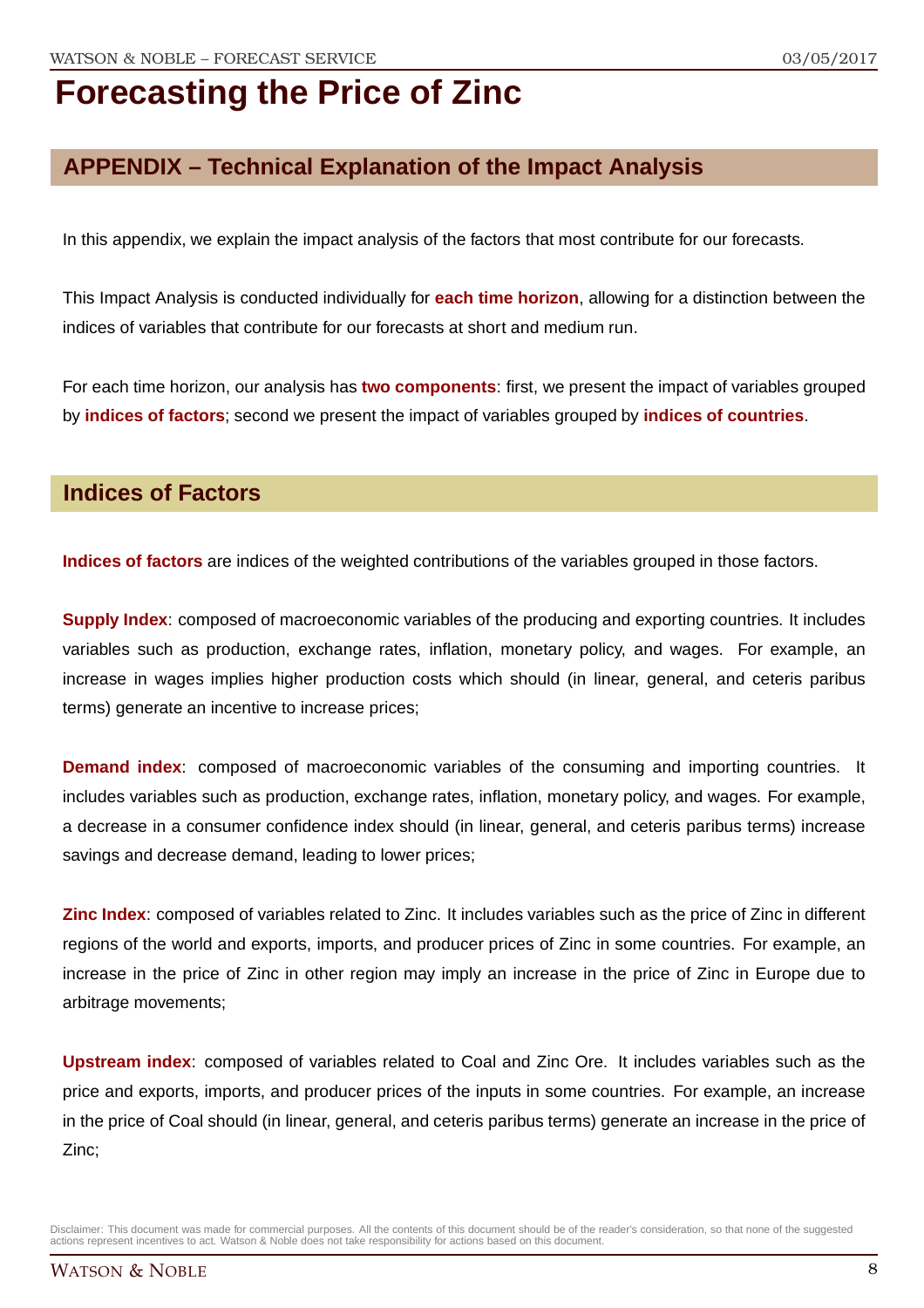# Forecasting the Price of Zinc

## APPENDIX – Technical Explanation of the Impact Analysis

In this appendix, we explain the impact analysis of the factors that most contribute for our forecasts.

This Impact Analysis is conducted individually for **each time horizon**, allowing for a distinction between the indices of variables that contribute for our forecasts at short and medium run.

For each time horizon, our analysis has **two components**: first, we present the impact of variables grouped by **indices of factors**; second we present the impact of variables grouped by **indices of countries**.

## Indices of Factors

**Indices of factors** are indices of the weighted contributions of the variables grouped in those factors.

**Supply Index**: composed of macroeconomic variables of the producing and exporting countries. It includes variables such as production, exchange rates, inflation, monetary policy, and wages. For example, an increase in wages implies higher production costs which should (in linear, general, and ceteris paribus terms) generate an incentive to increase prices;

**Demand index**: composed of macroeconomic variables of the consuming and importing countries. It includes variables such as production, exchange rates, inflation, monetary policy, and wages. For example, a decrease in a consumer confidence index should (in linear, general, and ceteris paribus terms) increase savings and decrease demand, leading to lower prices;

**Zinc Index**: composed of variables related to Zinc. It includes variables such as the price of Zinc in different regions of the world and exports, imports, and producer prices of Zinc in some countries. For example, an increase in the price of Zinc in other region may imply an increase in the price of Zinc in Europe due to arbitrage movements;

**Upstream index**: composed of variables related to Coal and Zinc Ore. It includes variables such as the price and exports, imports, and producer prices of the inputs in some countries. For example, an increase in the price of Coal should (in linear, general, and ceteris paribus terms) generate an increase in the price of Zinc;

Disclaimer: This document was made for commercial purposes. All the contents of this document should be of the reader's consideration, so that none of the suggested actions represent incentives to act. Watson & Noble does not take responsibility for actions based on this document.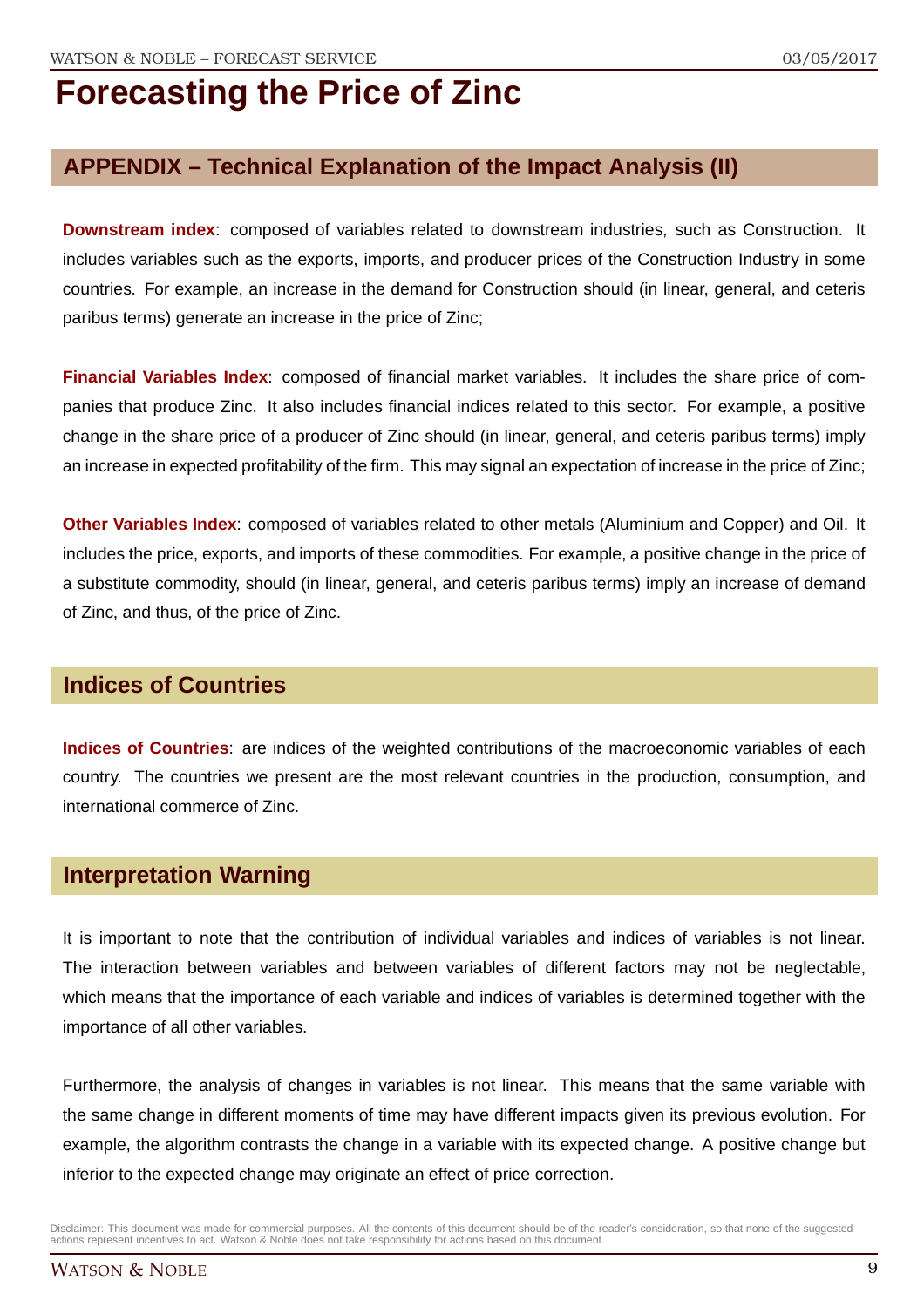# Forecasting the Price of Zinc

## APPENDIX – Technical Explanation of the Impact Analysis (II)

**Downstream index**: composed of variables related to downstream industries, such as Construction. It includes variables such as the exports, imports, and producer prices of the Construction Industry in some countries. For example, an increase in the demand for Construction should (in linear, general, and ceteris paribus terms) generate an increase in the price of Zinc;

**Financial Variables Index**: composed of financial market variables. It includes the share price of companies that produce Zinc. It also includes financial indices related to this sector. For example, a positive change in the share price of a producer of Zinc should (in linear, general, and ceteris paribus terms) imply an increase in expected profitability of the firm. This may signal an expectation of increase in the price of Zinc;

**Other Variables Index**: composed of variables related to other metals (Aluminium and Copper) and Oil. It includes the price, exports, and imports of these commodities. For example, a positive change in the price of a substitute commodity, should (in linear, general, and ceteris paribus terms) imply an increase of demand of Zinc, and thus, of the price of Zinc.

## Indices of Countries

**Indices of Countries**: are indices of the weighted contributions of the macroeconomic variables of each country. The countries we present are the most relevant countries in the production, consumption, and international commerce of Zinc.

## Interpretation Warning

It is important to note that the contribution of individual variables and indices of variables is not linear. The interaction between variables and between variables of different factors may not be neglectable, which means that the importance of each variable and indices of variables is determined together with the importance of all other variables.

Furthermore, the analysis of changes in variables is not linear. This means that the same variable with the same change in different moments of time may have different impacts given its previous evolution. For example, the algorithm contrasts the change in a variable with its expected change. A positive change but inferior to the expected change may originate an effect of price correction.

Disclaimer: This document was made for commercial purposes. All the contents of this document should be of the reader's consideration, so that none of the suggested actions represent incentives to act. Watson & Noble does not take responsibility for actions based on this document.